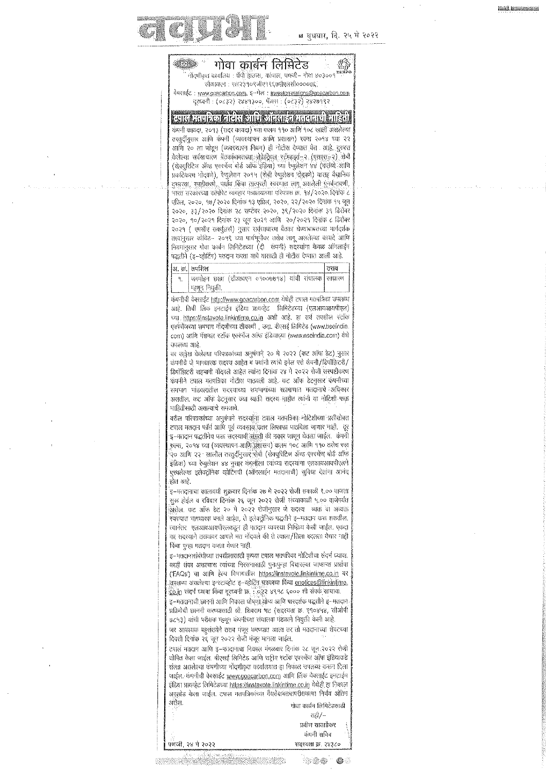नवप्रभा ■ बुधवार, दि. २५ मे २०२२

# गोवा कार्बन लिमिटेड

नोंदणीकृत कार्यालय : धेंपो हाऊस, कांपाल, पणजी- गोवा ४०३००१
सीआयएन : एल२३१०९जीए१९६७पीएलसी०००००६
वेबसाईट : www.goacarbon.com, ई-मेल : investorrelations@goacarbon.com
दूरध्वनी : (०८३२) २४४१३००, फॅक्स : (०८३२) २४२७१९२

## टपाल मतपत्रिका नोटीस आणि ऑनलाईन मतदानाची माहिती

कंपनी कायदा, २०१३ (सदर कायदा) च्या कलम ११० आणि १०८ खाली असलेल्या तरतुदींनुसार आणि कंपनी (व्यवस्थापन आणि प्रशासन) रुल्स २०१४ च्या २२ आणि २० ला जोडून (व्यवस्थापन नियम) ही नोटीस देण्यात येत आहे. दुरुस्त केलेल्या सर्वसाधारण बैठकांबाबतच्या सेक्रेटरियल स्टॅण्डर्ड-२ (एसएस-२) सेबी (सेक्युरिटिज अ‍ॅण्ड एक्सचेंज बोर्ड ऑफ इंडिया) च्या रेग्युलेशन ४४ (कर्तव्ये आणि प्रकटीकरण नोंदणी), रेग्युलेशन २०१५ (सेबी रेग्युलेशन नोंदवणे) धारा वैधानिक दुरुस्त्या, स्पष्टीकरणे, पर्याय किंवा तात्पुरती स्वरुपात लागू असलेली पुनर्आखणी, भारत सरकारच्या कॉर्पोरेट व्यवहार मंत्रालयाच्या परिपत्रक क्र. १४/२०२० दिनांक ८ एप्रिल, २०२०, १७/२०२० दिनांक १३ एप्रिल, २०२०, २२/२०२० दिनांक १५ जून २०२०, ३३/२०२० दिनांक २८ सप्टेंबर २०२०, ३९/२०२० दिनांक ३१ डिसेंबर २०२०, १०/२०२१ दिनांक २३ जून २०२१ आणि २०/२०२१ दिनांक ८ डिसेंबर २०२१ (एमसीए सर्क्युलर्स) नुसार सर्वसाधारण बैठका घेण्याबाबतच्या मार्गदर्शक तत्वांनुसार कोविड- २०१९ च्या पार्श्वभूमीवर तसेच लागू असलेल्या कायदे आणि नियमांनुसार गोवा कार्बन लिमिटेडच्या (दी कंपनी) सदस्यांना केवळ ऑनलाईन पद्धतीने (इ-व्होटिंग) मतदान करता यावे यासाठी ही नोटीस देण्यात आली आहे.

| अ. क्र. | तपशील | ठराव |
|---|---|---|
| १. | जगमोहन छाब्रा (डीआयएन ०१००७७१४) यांची संचालक म्हणून नियुक्ती. | साधारण |

कंपनीची वेबसाईट http://www.goacarbon.com येथेही टपाल मतपत्रिका उपलब्ध आहे. तिची लिंक इनटाईम इंडिया प्रायव्हेट लिमिटेडच्या (एलआयआयपीएल) च्या https://instavote.linkintime.co.in अशी आहे. हा सर्व तपशील स्टॉक एक्स्चेंजच्या समभाग नोंदणीच्या ठीकाणी, उदा. बीएसई लिमिटेड (www.bseindia.com) आणि नॅशनल स्टॉक एक्स्चेंज ऑफ इंडियाच्या (www.nseindia.com) येथे उपलब्ध आहे.

वर उल्लेख केलेल्या परिपत्रकांच्या अनुषंगाने २० मे २०२२ (कट ऑफ डेट) नुसार कंपनीचे जे भागधारक सदस्य आहेत व ज्यांनी त्यांचे ईमेल पत्ते कंपनी/डिपॉझिटरी/डिपॉझिटरी सहभागी नोंदवले आहेत त्यांना दिनांक २४ मे २०२२ रोजी स्पष्टीकरण कंपनीने टपाल मतपत्रिका नोटीस पाठवली आहे. कट ऑफ डेटनुसार कंपनीच्या समभाग भांडवलातील सदस्याच्या समभागांच्या प्रमाणात मतदानाचे अधिकार असतील. कट ऑफ डेटनुसार ज्या व्यक्ती सदस्य नाहीत त्यांनी या नोटीशी फक्त माहितीसाठी असल्याचे समजावे.

वरील परिपत्रकांच्या अनुषंगाने सदस्यांना टपाल मतपत्रिका नोटीशीच्या प्रतीसोबत टपाल मतदान फॉर्म आणि पूर्व व्यवसाय उत्तर लिफाफा पाठविला जाणार नाही. दूर इ-मतदान पद्धतीनेच फक्त सदस्यांची संमती की नकार जाणून घेतला जाईल. कंपनी रुल्स, २०१४ च्या (व्यवस्थापन आणि प्रशासन) कलम १०८ आणि ११० तसेच रुल २० आणि २२ खालील तरतुदींनुसार सेबी (सेक्युरिटिज अ‍ॅण्ड एक्स्चेंज बोर्ड ऑफ इंडिया) च्या रेग्युलेशन ४४ नुसार कंपनीला त्यांच्या सदस्यांना एलआयआयपीएलने पुरवलेल्या इलेक्ट्रॉनिक व्होटिंगची (ऑनलाईन मतदानाची) सुविधा देताना आनंद होत आहे.

इ-मतदानाचा कालावधी शुक्रवार दिनांक २७ मे २०२२ रोजी सकाळी ९.०० वाजता सुरु होईल व रविवार दिनांक २६ जून २०२२ रोजी संध्याकाळी ५.०० वाजेपर्यंत असेल. कट ऑफ डेट २० मे २०२२ रोजीनुसार जे सदस्य भौतिक वा अभौतिक स्वरुपात भागधारक झाले आहेत, ते इलेक्ट्रॉनिक पद्धतीने इ-मतदान करु शकतील. त्यानंतर एलआयआयपीएलकडून ही मतदान व्यवस्था निष्क्रिय केली जाईल. एकदा का सदस्याने ठरावावर आपले मत नोंदवले की ते त्याला/तिला बदलता येणार नाही किंवा पुन्हा मतदान करता येणार नाही.

इ-मतदानासंबंधीच्या तपशीलासाठी कृपया टपाल मतपत्रिका नोटिशीचा संदर्भ घ्यावा. काही शंका असल्यास त्यांच्या निरसनासाठी पुन:पुन्हा विचारल्या जाणाऱ्या प्रश्नांचा ('FAQs') चा आणि हेल्प विभागातील https://instavote.linkintime.co.in वर उपलब्ध असलेल्या इन्स्टाव्होट इ-व्होटिंग पत्रकाचा किंवा enotices@linkintime.co.in संदर्भ घ्यावा किंवा दूरध्वनी क्र. : ०२२ ४९१८ ६००० शी संपर्क साधावा.

इ-मतदानाची छाननी आणि निकाल घोषणा योग्य आणि पारदर्शक पद्धतीने इ-मतदान प्रक्रियेची छाननी करण्यासाठी श्री. शिवराम भट (सदस्यता क्र. ए१०४५४, सीओपी ७८५३) यांची परीक्षक म्हणून कंपनीच्या संचालक मंडळाने नियुक्ती केली आहे.

जर आवश्यक बहुसंख्येने ठराव मंजूर करण्यात आला तर तो मतदानाच्या शेवटच्या दिवशी दिनांक २६ जून २०२२ रोजी मंजूर मानला जाईल.

टपाल मतदान आणि इ-मतदानाचा निकाल मंगळवार दिनांक २८ जून २०२२ रोजी घोषित केला जाईल. बीएसई लिमिटेड आणि नॅशनल स्टॉक एक्स्चेंज ऑफ इंडियाकडे संलग्न असलेल्या कंपनीच्या नोंदणीकृत कार्यालयात हा निकाल उपलब्ध करून दिला जाईल. कंपनीची वेबसाईट www.goacarbon.com आणि लिंक वेबसाईट इनटाईम इंडिया प्रायव्हेट लिमिटेडच्या https://instavote.linkintime.co.in येथेही हा निकाल अपलोड केला जाईल. टपाल मतपत्रिकांच्या वैधतेबाबतचा परीक्षकाचा निर्णय अंतिम असेल.

गोवा कार्बन लिमिटेडसाठी
सही/-
प्रवीण सातार्डेकर
कंपनी सचिव
सदस्यता क्र. २५३८०

पणजी, २४ मे २०२२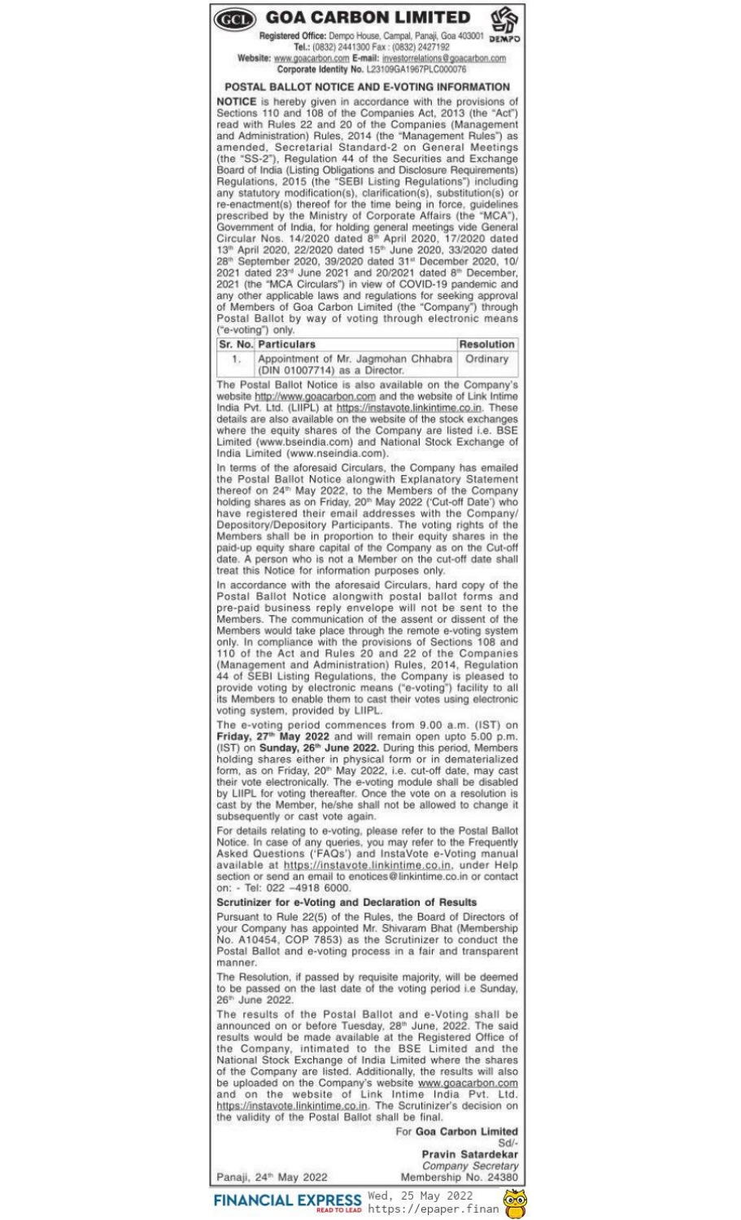# GOA CARBON LIMITED

**Registered Office:** Dempo House, Campal, Panaji, Goa 403001
**Tel.:** (0832) 2441300 Fax : (0832) 2427192
**Website:** www.goacarbon.com **E-mail:** investorrelations@goacarbon.com
Corporate Identity No. L23109GA1967PLC000076

## POSTAL BALLOT NOTICE AND E-VOTING INFORMATION

**NOTICE** is hereby given in accordance with the provisions of Sections 110 and 108 of the Companies Act, 2013 (the "Act") read with Rules 22 and 20 of the Companies (Management and Administration) Rules, 2014 (the "Management Rules") as amended, Secretarial Standard-2 on General Meetings (the "SS-2"), Regulation 44 of the Securities and Exchange Board of India (Listing Obligations and Disclosure Requirements) Regulations, 2015 (the "SEBI Listing Regulations") including any statutory modification(s), clarification(s), substitution(s) or re-enactment(s) thereof for the time being in force, guidelines prescribed by the Ministry of Corporate Affairs (the "MCA"), Government of India, for holding general meetings vide General Circular Nos. 14/2020 dated 8th April 2020, 17/2020 dated 13th April 2020, 22/2020 dated 15th June 2020, 33/2020 dated 28th September 2020, 39/2020 dated 31st December 2020, 10/2021 dated 23rd June 2021 and 20/2021 dated 8th December, 2021 (the "MCA Circulars") in view of COVID-19 pandemic and any other applicable laws and regulations for seeking approval of Members of Goa Carbon Limited (the "Company") through Postal Ballot by way of voting through electronic means ("e-voting") only.

| Sr. No. | Particulars | Resolution |
|---|---|---|
| 1. | Appointment of Mr. Jagmohan Chhabra (DIN 01007714) as a Director. | Ordinary |

The Postal Ballot Notice is also available on the Company's website http://www.goacarbon.com and the website of Link Intime India Pvt. Ltd. (LIIPL) at https://instavote.linkintime.co.in. These details are also available on the website of the stock exchanges where the equity shares of the Company are listed i.e. BSE Limited (www.bseindia.com) and National Stock Exchange of India Limited (www.nseindia.com).

In terms of the aforesaid Circulars, the Company has emailed the Postal Ballot Notice alongwith Explanatory Statement thereof on 24th May 2022, to the Members of the Company holding shares as on Friday, 20th May 2022 ('Cut-off Date') who have registered their email addresses with the Company/ Depository/Depository Participants. The voting rights of the Members shall be in proportion to their equity shares in the paid-up equity share capital of the Company as on the Cut-off date. A person who is not a Member on the cut-off date shall treat this Notice for information purposes only.

In accordance with the aforesaid Circulars, hard copy of the Postal Ballot Notice alongwith postal ballot forms and pre-paid business reply envelope will not be sent to the Members. The communication of the assent or dissent of the Members would take place through the remote e-voting system only. In compliance with the provisions of Sections 108 and 110 of the Act and Rules 20 and 22 of the Companies (Management and Administration) Rules, 2014, Regulation 44 of SEBI Listing Regulations, the Company is pleased to provide voting by electronic means ("e-voting") facility to all its Members to enable them to cast their votes using electronic voting system, provided by LIIPL.

The e-voting period commences from 9.00 a.m. (IST) on **Friday, 27th May 2022** and will remain open upto 5.00 p.m. (IST) on **Sunday, 26th June 2022.** During this period, Members holding shares either in physical form or in dematerialized form, as on Friday, 20th May 2022, i.e. cut-off date, may cast their vote electronically. The e-voting module shall be disabled by LIIPL for voting thereafter. Once the vote on a resolution is cast by the Member, he/she shall not be allowed to change it subsequently or cast vote again.

For details relating to e-voting, please refer to the Postal Ballot Notice. In case of any queries, you may refer to the Frequently Asked Questions ('FAQs') and InstaVote e-Voting manual available at https://instavote.linkintime.co.in, under Help section or send an email to enotices@linkintime.co.in or contact on: - Tel: 022 –4918 6000.

### Scrutinizer for e-Voting and Declaration of Results

Pursuant to Rule 22(5) of the Rules, the Board of Directors of your Company has appointed Mr. Shivaram Bhat (Membership No. A10454, COP 7853) as the Scrutinizer to conduct the Postal Ballot and e-voting process in a fair and transparent manner.

The Resolution, if passed by requisite majority, will be deemed to be passed on the last date of the voting period i.e Sunday, 26th June 2022.

The results of the Postal Ballot and e-Voting shall be announced on or before Tuesday, 28th June, 2022. The said results would be made available at the Registered Office of the Company, intimated to the BSE Limited and the National Stock Exchange of India Limited where the shares of the Company are listed. Additionally, the results will also be uploaded on the Company's website www.goacarbon.com and on the website of Link Intime India Pvt. Ltd. https://instavote.linkintime.co.in. The Scrutinizer's decision on the validity of the Postal Ballot shall be final.

For **Goa Carbon Limited**
Sd/-
**Pravin Satardekar**
*Company Secretary*
Membership No. 24380

Panaji, 24th May 2022